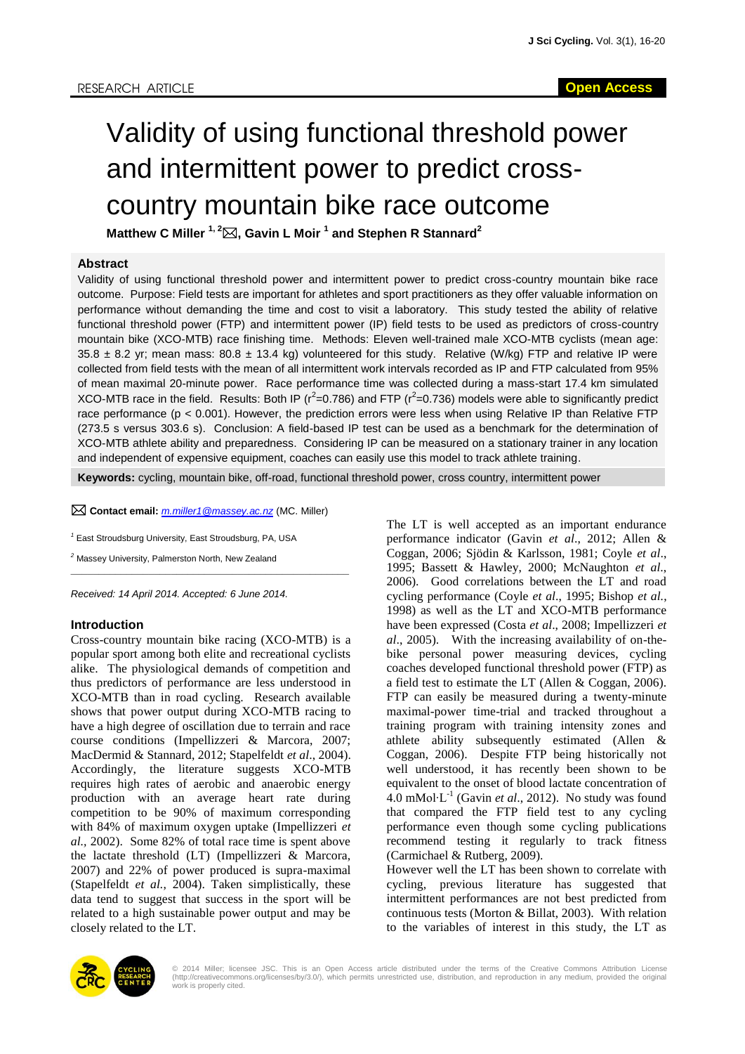RESEARCH ARTICLE

**Open Access**

# Validity of using functional threshold power and intermittent power to predict cross-country mountain bike race outcome

**Matthew C Miller [1, 2]✉, Gavin L Moir [1] and Stephen R Stannard[2]**

## Abstract

Validity of using functional threshold power and intermittent power to predict cross-country mountain bike race outcome. Purpose: Field tests are important for athletes and sport practitioners as they offer valuable information on performance without demanding the time and cost to visit a laboratory. This study tested the ability of relative functional threshold power (FTP) and intermittent power (IP) field tests to be used as predictors of cross-country mountain bike (XCO-MTB) race finishing time. Methods: Eleven well-trained male XCO-MTB cyclists (mean age: 35.8 ± 8.2 yr; mean mass: 80.8 ± 13.4 kg) volunteered for this study. Relative (W/kg) FTP and relative IP were collected from field tests with the mean of all intermittent work intervals recorded as IP and FTP calculated from 95% of mean maximal 20-minute power. Race performance time was collected during a mass-start 17.4 km simulated XCO-MTB race in the field. Results: Both IP ($r^2$=0.786) and FTP ($r^2$=0.736) models were able to significantly predict race performance ($p < 0.001$). However, the prediction errors were less when using Relative IP than Relative FTP (273.5 s versus 303.6 s). Conclusion: A field-based IP test can be used as a benchmark for the determination of XCO-MTB athlete ability and preparedness. Considering IP can be measured on a stationary trainer in any location and independent of expensive equipment, coaches can easily use this model to track athlete training.

**Keywords:** cycling, mountain bike, off-road, functional threshold power, cross country, intermittent power

✉ **Contact email:** *m.miller1@massey.ac.nz* (MC. Miller)

[1] East Stroudsburg University, East Stroudsburg, PA, USA

[2] Massey University, Palmerston North, New Zealand

*Received: 14 April 2014. Accepted: 6 June 2014.*

## Introduction

Cross-country mountain bike racing (XCO-MTB) is a popular sport among both elite and recreational cyclists alike. The physiological demands of competition and thus predictors of performance are less understood in XCO-MTB than in road cycling. Research available shows that power output during XCO-MTB racing to have a high degree of oscillation due to terrain and race course conditions (Impellizzeri & Marcora, 2007; MacDermid & Stannard, 2012; Stapelfeldt *et al*., 2004). Accordingly, the literature suggests XCO-MTB requires high rates of aerobic and anaerobic energy production with an average heart rate during competition to be 90% of maximum corresponding with 84% of maximum oxygen uptake (Impellizzeri *et al.*, 2002). Some 82% of total race time is spent above the lactate threshold (LT) (Impellizzeri & Marcora, 2007) and 22% of power produced is supra-maximal (Stapelfeldt *et al.*, 2004). Taken simplistically, these data tend to suggest that success in the sport will be related to a high sustainable power output and may be closely related to the LT.

The LT is well accepted as an important endurance performance indicator (Gavin *et al*., 2012; Allen & Coggan, 2006; Sjödin & Karlsson, 1981; Coyle *et al*., 1995; Bassett & Hawley, 2000; McNaughton *et al.*, 2006). Good correlations between the LT and road cycling performance (Coyle *et al*., 1995; Bishop *et al.*, 1998) as well as the LT and XCO-MTB performance have been expressed (Costa *et al*., 2008; Impellizzeri *et al*., 2005). With the increasing availability of on-the-bike personal power measuring devices, cycling coaches developed functional threshold power (FTP) as a field test to estimate the LT (Allen & Coggan, 2006). FTP can easily be measured during a twenty-minute maximal-power time-trial and tracked throughout a training program with training intensity zones and athlete ability subsequently estimated (Allen & Coggan, 2006). Despite FTP being historically not well understood, it has recently been shown to be equivalent to the onset of blood lactate concentration of 4.0 $mMol \cdot L^{-1}$ (Gavin *et al*., 2012). No study was found that compared the FTP field test to any cycling performance even though some cycling publications recommend testing it regularly to track fitness (Carmichael & Rutberg, 2009).

However well the LT has been shown to correlate with cycling, previous literature has suggested that intermittent performances are not best predicted from continuous tests (Morton & Billat, 2003). With relation to the variables of interest in this study, the LT as

© 2014 Miller; licensee JSC. This is an Open Access article distributed under the terms of the Creative Commons Attribution License (http://creativecommons.org/licenses/by/3.0/), which permits unrestricted use, distribution, and reproduction in any medium, provided the original work is properly cited.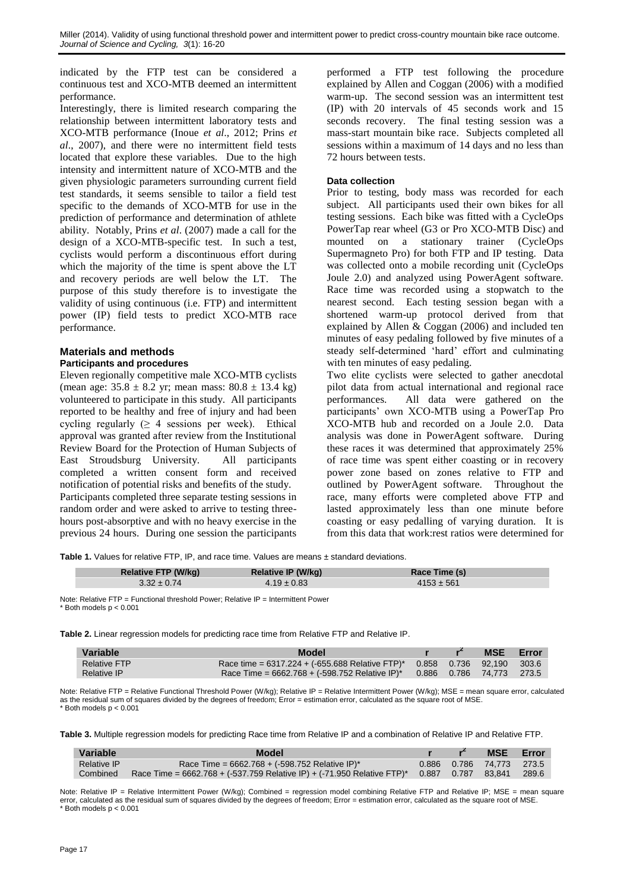indicated by the FTP test can be considered a continuous test and XCO-MTB deemed an intermittent performance.

Interestingly, there is limited research comparing the relationship between intermittent laboratory tests and XCO-MTB performance (Inoue *et al*., 2012; Prins *et al*., 2007), and there were no intermittent field tests located that explore these variables. Due to the high intensity and intermittent nature of XCO-MTB and the given physiologic parameters surrounding current field test standards, it seems sensible to tailor a field test specific to the demands of XCO-MTB for use in the prediction of performance and determination of athlete ability. Notably, Prins *et al*. (2007) made a call for the design of a XCO-MTB-specific test. In such a test, cyclists would perform a discontinuous effort during which the majority of the time is spent above the LT and recovery periods are well below the LT. The purpose of this study therefore is to investigate the validity of using continuous (i.e. FTP) and intermittent power (IP) field tests to predict XCO-MTB race performance.

## Materials and methods

### Participants and procedures

Eleven regionally competitive male XCO-MTB cyclists (mean age: $35.8 \pm 8.2$ yr; mean mass: $80.8 \pm 13.4$ kg) volunteered to participate in this study. All participants reported to be healthy and free of injury and had been cycling regularly ($\geq$ 4 sessions per week). Ethical approval was granted after review from the Institutional Review Board for the Protection of Human Subjects of East Stroudsburg University. All participants completed a written consent form and received notification of potential risks and benefits of the study.

Participants completed three separate testing sessions in random order and were asked to arrive to testing three-hours post-absorptive and with no heavy exercise in the previous 24 hours. During one session the participants performed a FTP test following the procedure explained by Allen and Coggan (2006) with a modified warm-up. The second session was an intermittent test (IP) with 20 intervals of 45 seconds work and 15 seconds recovery. The final testing session was a mass-start mountain bike race. Subjects completed all sessions within a maximum of 14 days and no less than 72 hours between tests.

### Data collection

Prior to testing, body mass was recorded for each subject. All participants used their own bikes for all testing sessions. Each bike was fitted with a CycleOps PowerTap rear wheel (G3 or Pro XCO-MTB Disc) and mounted on a stationary trainer (CycleOps Supermagneto Pro) for both FTP and IP testing. Data was collected onto a mobile recording unit (CycleOps Joule 2.0) and analyzed using PowerAgent software. Race time was recorded using a stopwatch to the nearest second. Each testing session began with a shortened warm-up protocol derived from that explained by Allen & Coggan (2006) and included ten minutes of easy pedaling followed by five minutes of a steady self-determined 'hard' effort and culminating with ten minutes of easy pedaling.

Two elite cyclists were selected to gather anecdotal pilot data from actual international and regional race performances. All data were gathered on the participants' own XCO-MTB using a PowerTap Pro XCO-MTB hub and recorded on a Joule 2.0. Data analysis was done in PowerAgent software. During these races it was determined that approximately 25% of race time was spent either coasting or in recovery power zone based on zones relative to FTP and outlined by PowerAgent software. Throughout the race, many efforts were completed above FTP and lasted approximately less than one minute before coasting or easy pedalling of varying duration. It is from this data that work:rest ratios were determined for

**Table 1.** Values for relative FTP, IP, and race time. Values are means ± standard deviations.

| Relative FTP (W/kg) | Relative IP (W/kg) | Race Time (s) |
|---|---|---|
| $3.32 \pm 0.74$ | $4.19 \pm 0.83$ | $4153 \pm 561$ |

Note: Relative FTP = Functional threshold Power; Relative IP = Intermittent Power
\* Both models $p < 0.001$

**Table 2.** Linear regression models for predicting race time from Relative FTP and Relative IP.

| Variable | Model | r | $r^2$ | MSE | Error |
|---|---|---|---|---|---|
| Relative FTP | Race time = 6317.224 + (-655.688 Relative FTP)* | 0.858 | 0.736 | 92,190 | 303.6 |
| Relative IP | Race Time = 6662.768 + (-598.752 Relative IP)* | 0.886 | 0.786 | 74,773 | 273.5 |

Note: Relative FTP = Relative Functional Threshold Power (W/kg); Relative IP = Relative Intermittent Power (W/kg); MSE = mean square error, calculated as the residual sum of squares divided by the degrees of freedom; Error = estimation error, calculated as the square root of MSE.
\* Both models $p < 0.001$

**Table 3.** Multiple regression models for predicting Race time from Relative IP and a combination of Relative IP and Relative FTP.

| Variable | Model | r | $r^2$ | MSE | Error |
|---|---|---|---|---|---|
| Relative IP | Race Time = 6662.768 + (-598.752 Relative IP)* | 0.886 | 0.786 | 74,773 | 273.5 |
| Combined | Race Time = 6662.768 + (-537.759 Relative IP) + (-71.950 Relative FTP)* | 0.887 | 0.787 | 83,841 | 289.6 |

Note: Relative IP = Relative Intermittent Power (W/kg); Combined = regression model combining Relative FTP and Relative IP; MSE = mean square error, calculated as the residual sum of squares divided by the degrees of freedom; Error = estimation error, calculated as the square root of MSE.
\* Both models $p < 0.001$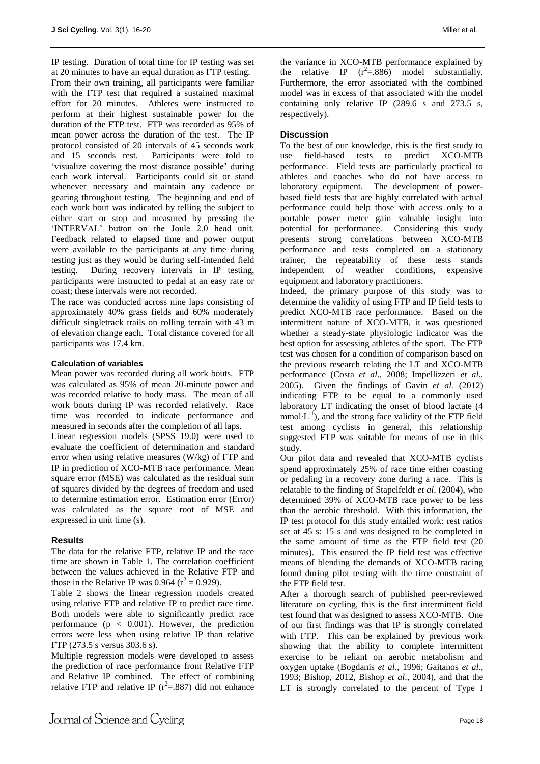IP testing. Duration of total time for IP testing was set at 20 minutes to have an equal duration as FTP testing. From their own training, all participants were familiar with the FTP test that required a sustained maximal effort for 20 minutes. Athletes were instructed to perform at their highest sustainable power for the duration of the FTP test. FTP was recorded as 95% of mean power across the duration of the test. The IP protocol consisted of 20 intervals of 45 seconds work and 15 seconds rest. Participants were told to 'visualize covering the most distance possible' during each work interval. Participants could sit or stand whenever necessary and maintain any cadence or gearing throughout testing. The beginning and end of each work bout was indicated by telling the subject to either start or stop and measured by pressing the 'INTERVAL' button on the Joule 2.0 head unit. Feedback related to elapsed time and power output were available to the participants at any time during testing just as they would be during self-intended field testing. During recovery intervals in IP testing, participants were instructed to pedal at an easy rate or coast; these intervals were not recorded.

The race was conducted across nine laps consisting of approximately 40% grass fields and 60% moderately difficult singletrack trails on rolling terrain with 43 m of elevation change each. Total distance covered for all participants was 17.4 km.

#### Calculation of variables

Mean power was recorded during all work bouts. FTP was calculated as 95% of mean 20-minute power and was recorded relative to body mass. The mean of all work bouts during IP was recorded relatively. Race time was recorded to indicate performance and measured in seconds after the completion of all laps.

Linear regression models (SPSS 19.0) were used to evaluate the coefficient of determination and standard error when using relative measures (W/kg) of FTP and IP in prediction of XCO-MTB race performance. Mean square error (MSE) was calculated as the residual sum of squares divided by the degrees of freedom and used to determine estimation error. Estimation error (Error) was calculated as the square root of MSE and expressed in unit time (s).

## Results

The data for the relative FTP, relative IP and the race time are shown in Table 1. The correlation coefficient between the values achieved in the Relative FTP and those in the Relative IP was 0.964 ($r^2 = 0.929$).

Table 2 shows the linear regression models created using relative FTP and relative IP to predict race time. Both models were able to significantly predict race performance ($p < 0.001$). However, the prediction errors were less when using relative IP than relative FTP (273.5 s versus 303.6 s).

Multiple regression models were developed to assess the prediction of race performance from Relative FTP and Relative IP combined. The effect of combining relative FTP and relative IP ($r^2$=.887) did not enhance the variance in XCO-MTB performance explained by the relative IP ($r^2$=.886) model substantially. Furthermore, the error associated with the combined model was in excess of that associated with the model containing only relative IP (289.6 s and 273.5 s, respectively).

## Discussion

To the best of our knowledge, this is the first study to use field-based tests to predict XCO-MTB performance. Field tests are particularly practical to athletes and coaches who do not have access to laboratory equipment. The development of power-based field tests that are highly correlated with actual performance could help those with access only to a portable power meter gain valuable insight into potential for performance. Considering this study presents strong correlations between XCO-MTB performance and tests completed on a stationary trainer, the repeatability of these tests stands independent of weather conditions, expensive equipment and laboratory practitioners.

Indeed, the primary purpose of this study was to determine the validity of using FTP and IP field tests to predict XCO-MTB race performance. Based on the intermittent nature of XCO-MTB, it was questioned whether a steady-state physiologic indicator was the best option for assessing athletes of the sport. The FTP test was chosen for a condition of comparison based on the previous research relating the LT and XCO-MTB performance (Costa *et al*., 2008; Impellizzeri *et al.*, 2005). Given the findings of Gavin *et al.* (2012) indicating FTP to be equal to a commonly used laboratory LT indicating the onset of blood lactate (4 $mmol \cdot L^{-1}$), and the strong face validity of the FTP field test among cyclists in general, this relationship suggested FTP was suitable for means of use in this study.

Our pilot data and revealed that XCO-MTB cyclists spend approximately 25% of race time either coasting or pedaling in a recovery zone during a race. This is relatable to the finding of Stapelfeldt *et al*. (2004), who determined 39% of XCO-MTB race power to be less than the aerobic threshold. With this information, the IP test protocol for this study entailed work: rest ratios set at 45 s: 15 s and was designed to be completed in the same amount of time as the FTP field test (20 minutes). This ensured the IP field test was effective means of blending the demands of XCO-MTB racing found during pilot testing with the time constraint of the FTP field test.

After a thorough search of published peer-reviewed literature on cycling, this is the first intermittent field test found that was designed to assess XCO-MTB. One of our first findings was that IP is strongly correlated with FTP. This can be explained by previous work showing that the ability to complete intermittent exercise to be reliant on aerobic metabolism and oxygen uptake (Bogdanis *et al*., 1996; Gaitanos *et al.*, 1993; Bishop, 2012, Bishop *et al*., 2004), and that the LT is strongly correlated to the percent of Type I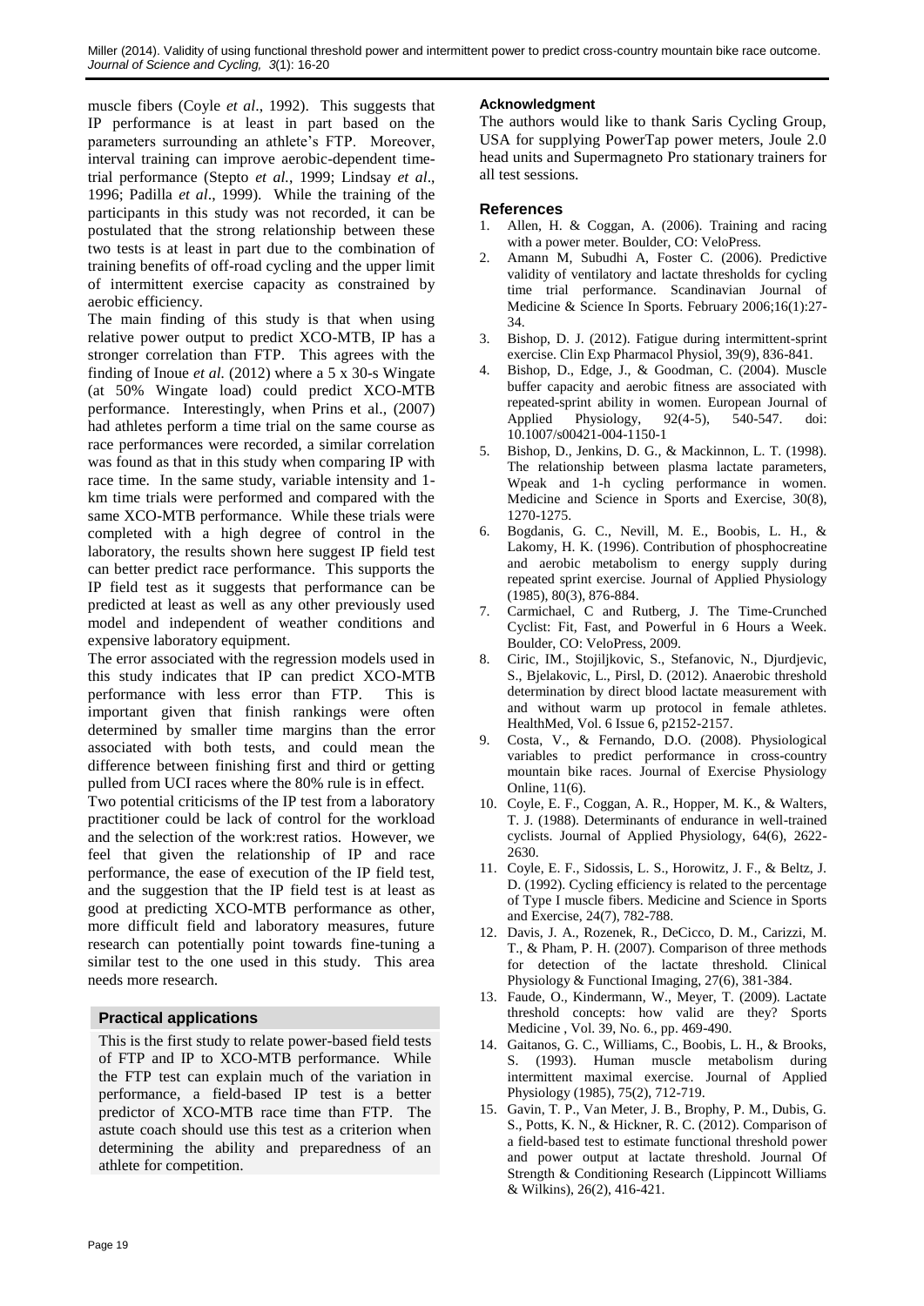muscle fibers (Coyle *et al*., 1992). This suggests that IP performance is at least in part based on the parameters surrounding an athlete's FTP. Moreover, interval training can improve aerobic-dependent time-trial performance (Stepto *et al.*, 1999; Lindsay *et al*., 1996; Padilla *et al*., 1999). While the training of the participants in this study was not recorded, it can be postulated that the strong relationship between these two tests is at least in part due to the combination of training benefits of off-road cycling and the upper limit of intermittent exercise capacity as constrained by aerobic efficiency.

The main finding of this study is that when using relative power output to predict XCO-MTB, IP has a stronger correlation than FTP. This agrees with the finding of Inoue *et al.* (2012) where a 5 x 30-s Wingate (at 50% Wingate load) could predict XCO-MTB performance. Interestingly, when Prins et al., (2007) had athletes perform a time trial on the same course as race performances were recorded, a similar correlation was found as that in this study when comparing IP with race time. In the same study, variable intensity and 1-km time trials were performed and compared with the same XCO-MTB performance. While these trials were completed with a high degree of control in the laboratory, the results shown here suggest IP field test can better predict race performance. This supports the IP field test as it suggests that performance can be predicted at least as well as any other previously used model and independent of weather conditions and expensive laboratory equipment.

The error associated with the regression models used in this study indicates that IP can predict XCO-MTB performance with less error than FTP. This is important given that finish rankings were often determined by smaller time margins than the error associated with both tests, and could mean the difference between finishing first and third or getting pulled from UCI races where the 80% rule is in effect.

Two potential criticisms of the IP test from a laboratory practitioner could be lack of control for the workload and the selection of the work:rest ratios. However, we feel that given the relationship of IP and race performance, the ease of execution of the IP field test, and the suggestion that the IP field test is at least as good at predicting XCO-MTB performance as other, more difficult field and laboratory measures, future research can potentially point towards fine-tuning a similar test to the one used in this study. This area needs more research.

## Practical applications

This is the first study to relate power-based field tests of FTP and IP to XCO-MTB performance. While the FTP test can explain much of the variation in performance, a field-based IP test is a better predictor of XCO-MTB race time than FTP. The astute coach should use this test as a criterion when determining the ability and preparedness of an athlete for competition.

## Acknowledgment

The authors would like to thank Saris Cycling Group, USA for supplying PowerTap power meters, Joule 2.0 head units and Supermagneto Pro stationary trainers for all test sessions.

## References

1. Allen, H. & Coggan, A. (2006). Training and racing with a power meter. Boulder, CO: VeloPress.
2. Amann M, Subudhi A, Foster C. (2006). Predictive validity of ventilatory and lactate thresholds for cycling time trial performance. Scandinavian Journal of Medicine & Science In Sports. February 2006;16(1):27-34.
3. Bishop, D. J. (2012). Fatigue during intermittent-sprint exercise. Clin Exp Pharmacol Physiol, 39(9), 836-841.
4. Bishop, D., Edge, J., & Goodman, C. (2004). Muscle buffer capacity and aerobic fitness are associated with repeated-sprint ability in women. European Journal of Applied Physiology, 92(4-5), 540-547. doi: 10.1007/s00421-004-1150-1
5. Bishop, D., Jenkins, D. G., & Mackinnon, L. T. (1998). The relationship between plasma lactate parameters, Wpeak and 1-h cycling performance in women. Medicine and Science in Sports and Exercise, 30(8), 1270-1275.
6. Bogdanis, G. C., Nevill, M. E., Boobis, L. H., & Lakomy, H. K. (1996). Contribution of phosphocreatine and aerobic metabolism to energy supply during repeated sprint exercise. Journal of Applied Physiology (1985), 80(3), 876-884.
7. Carmichael, C and Rutberg, J. The Time-Crunched Cyclist: Fit, Fast, and Powerful in 6 Hours a Week. Boulder, CO: VeloPress, 2009.
8. Ciric, IM., Stojiljkovic, S., Stefanovic, N., Djurdjevic, S., Bjelakovic, L., Pirsl, D. (2012). Anaerobic threshold determination by direct blood lactate measurement with and without warm up protocol in female athletes. HealthMed, Vol. 6 Issue 6, p2152-2157.
9. Costa, V., & Fernando, D.O. (2008). Physiological variables to predict performance in cross-country mountain bike races. Journal of Exercise Physiology Online, 11(6).
10. Coyle, E. F., Coggan, A. R., Hopper, M. K., & Walters, T. J. (1988). Determinants of endurance in well-trained cyclists. Journal of Applied Physiology, 64(6), 2622-2630.
11. Coyle, E. F., Sidossis, L. S., Horowitz, J. F., & Beltz, J. D. (1992). Cycling efficiency is related to the percentage of Type I muscle fibers. Medicine and Science in Sports and Exercise, 24(7), 782-788.
12. Davis, J. A., Rozenek, R., DeCicco, D. M., Carizzi, M. T., & Pham, P. H. (2007). Comparison of three methods for detection of the lactate threshold. Clinical Physiology & Functional Imaging, 27(6), 381-384.
13. Faude, O., Kindermann, W., Meyer, T. (2009). Lactate threshold concepts: how valid are they? Sports Medicine , Vol. 39, No. 6., pp. 469-490.
14. Gaitanos, G. C., Williams, C., Boobis, L. H., & Brooks, S. (1993). Human muscle metabolism during intermittent maximal exercise. Journal of Applied Physiology (1985), 75(2), 712-719.
15. Gavin, T. P., Van Meter, J. B., Brophy, P. M., Dubis, G. S., Potts, K. N., & Hickner, R. C. (2012). Comparison of a field-based test to estimate functional threshold power and power output at lactate threshold. Journal Of Strength & Conditioning Research (Lippincott Williams & Wilkins), 26(2), 416-421.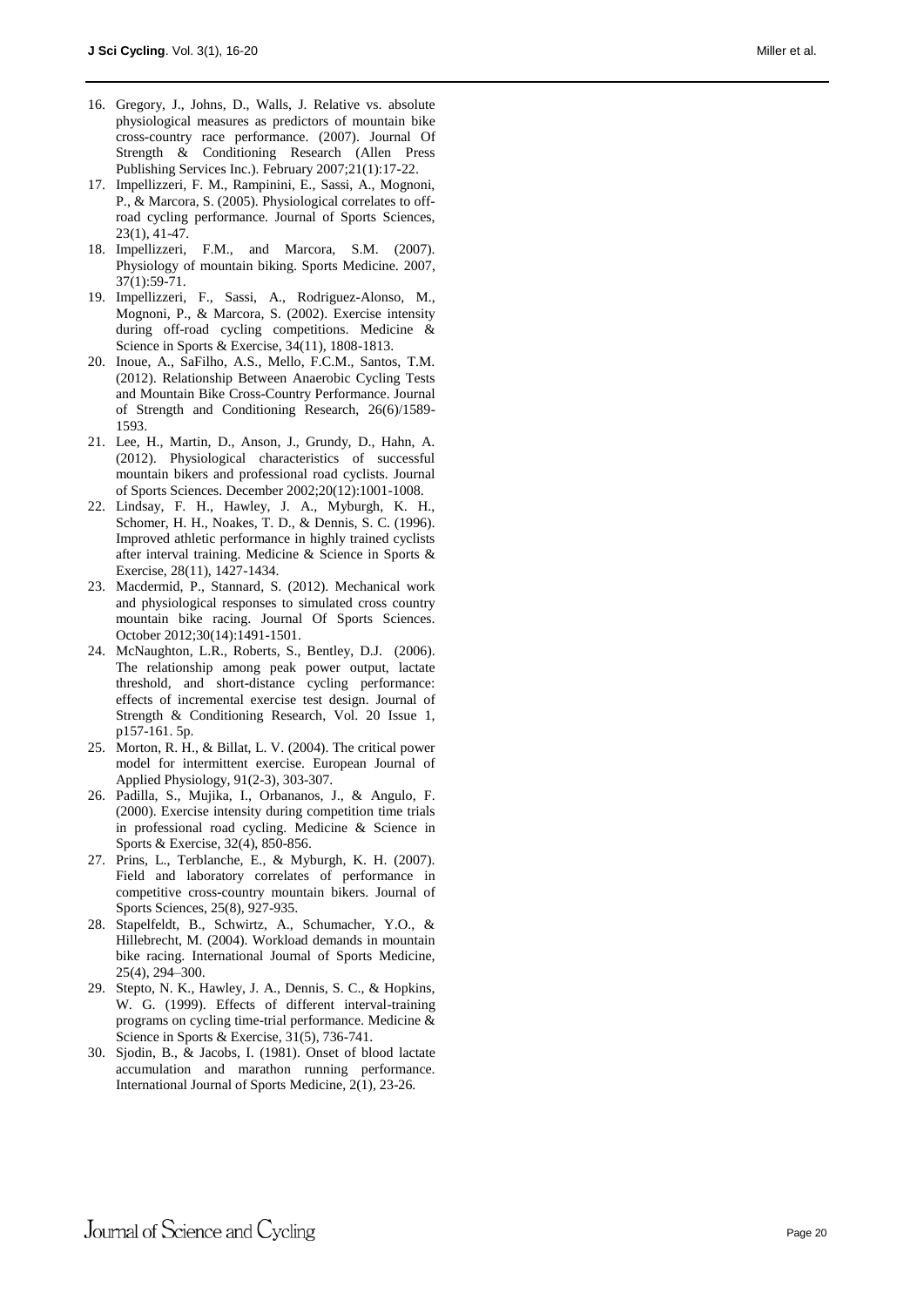16. Gregory, J., Johns, D., Walls, J. Relative vs. absolute physiological measures as predictors of mountain bike cross-country race performance. (2007). Journal Of Strength & Conditioning Research (Allen Press Publishing Services Inc.). February 2007;21(1):17-22.
17. Impellizzeri, F. M., Rampinini, E., Sassi, A., Mognoni, P., & Marcora, S. (2005). Physiological correlates to off-road cycling performance. Journal of Sports Sciences, 23(1), 41-47.
18. Impellizzeri, F.M., and Marcora, S.M. (2007). Physiology of mountain biking. Sports Medicine. 2007, 37(1):59-71.
19. Impellizzeri, F., Sassi, A., Rodriguez-Alonso, M., Mognoni, P., & Marcora, S. (2002). Exercise intensity during off-road cycling competitions. Medicine & Science in Sports & Exercise, 34(11), 1808-1813.
20. Inoue, A., SaFilho, A.S., Mello, F.C.M., Santos, T.M. (2012). Relationship Between Anaerobic Cycling Tests and Mountain Bike Cross-Country Performance. Journal of Strength and Conditioning Research, 26(6)/1589-1593.
21. Lee, H., Martin, D., Anson, J., Grundy, D., Hahn, A. (2012). Physiological characteristics of successful mountain bikers and professional road cyclists. Journal of Sports Sciences. December 2002;20(12):1001-1008.
22. Lindsay, F. H., Hawley, J. A., Myburgh, K. H., Schomer, H. H., Noakes, T. D., & Dennis, S. C. (1996). Improved athletic performance in highly trained cyclists after interval training. Medicine & Science in Sports & Exercise, 28(11), 1427-1434.
23. Macdermid, P., Stannard, S. (2012). Mechanical work and physiological responses to simulated cross country mountain bike racing. Journal Of Sports Sciences. October 2012;30(14):1491-1501.
24. McNaughton, L.R., Roberts, S., Bentley, D.J. (2006). The relationship among peak power output, lactate threshold, and short-distance cycling performance: effects of incremental exercise test design. Journal of Strength & Conditioning Research, Vol. 20 Issue 1, p157-161. 5p.
25. Morton, R. H., & Billat, L. V. (2004). The critical power model for intermittent exercise. European Journal of Applied Physiology, 91(2-3), 303-307.
26. Padilla, S., Mujika, I., Orbananos, J., & Angulo, F. (2000). Exercise intensity during competition time trials in professional road cycling. Medicine & Science in Sports & Exercise, 32(4), 850-856.
27. Prins, L., Terblanche, E., & Myburgh, K. H. (2007). Field and laboratory correlates of performance in competitive cross-country mountain bikers. Journal of Sports Sciences, 25(8), 927-935.
28. Stapelfeldt, B., Schwirtz, A., Schumacher, Y.O., & Hillebrecht, M. (2004). Workload demands in mountain bike racing. International Journal of Sports Medicine, 25(4), 294–300.
29. Stepto, N. K., Hawley, J. A., Dennis, S. C., & Hopkins, W. G. (1999). Effects of different interval-training programs on cycling time-trial performance. Medicine & Science in Sports & Exercise, 31(5), 736-741.
30. Sjodin, B., & Jacobs, I. (1981). Onset of blood lactate accumulation and marathon running performance. International Journal of Sports Medicine, 2(1), 23-26.